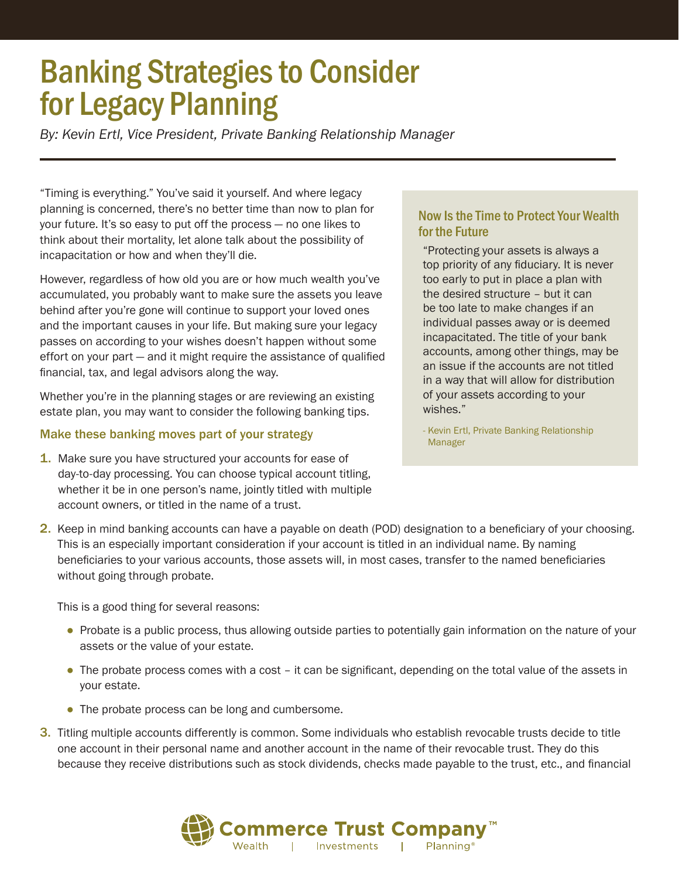# Banking Strategies to Consider for Legacy Planning

*By: Kevin Ertl, Vice President, Private Banking Relationship Manager*

"Timing is everything." You've said it yourself. And where legacy planning is concerned, there's no better time than now to plan for your future. It's so easy to put off the process — no one likes to think about their mortality, let alone talk about the possibility of incapacitation or how and when they'll die.

However, regardless of how old you are or how much wealth you've accumulated, you probably want to make sure the assets you leave behind after you're gone will continue to support your loved ones and the important causes in your life. But making sure your legacy passes on according to your wishes doesn't happen without some effort on your part — and it might require the assistance of qualified financial, tax, and legal advisors along the way.

Whether you're in the planning stages or are reviewing an existing estate plan, you may want to consider the following banking tips.

### Now Is the Time to Protect Your Wealth for the Future

"Protecting your assets is always a top priority of any fiduciary. It is never too early to put in place a plan with the desired structure – but it can be too late to make changes if an individual passes away or is deemed incapacitated. The title of your bank accounts, among other things, may be an issue if the accounts are not titled in a way that will allow for distribution of your assets according to your wishes."

- Kevin Ertl, Private Banking Relationship Manager

### Make these banking moves part of your strategy

1. Make sure you have structured your accounts for ease of day-to-day processing. You can choose typical account titling, whether it be in one person's name, jointly titled with multiple account owners, or titled in the name of a trust.
2. Keep in mind banking accounts can have a payable on death (POD) designation to a beneficiary of your choosing. This is an especially important consideration if your account is titled in an individual name. By naming beneficiaries to your various accounts, those assets will, in most cases, transfer to the named beneficiaries without going through probate.

   This is a good thing for several reasons:

   - Probate is a public process, thus allowing outside parties to potentially gain information on the nature of your assets or the value of your estate.
   - The probate process comes with a cost – it can be significant, depending on the total value of the assets in your estate.
   - The probate process can be long and cumbersome.
3. Titling multiple accounts differently is common. Some individuals who establish revocable trusts decide to title one account in their personal name and another account in the name of their revocable trust. They do this because they receive distributions such as stock dividends, checks made payable to the trust, etc., and financial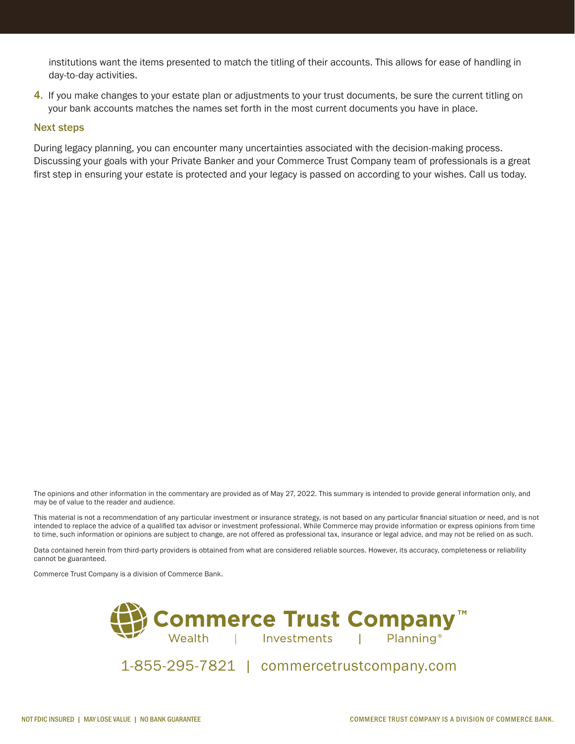institutions want the items presented to match the titling of their accounts. This allows for ease of handling in day-to-day activities.

4. If you make changes to your estate plan or adjustments to your trust documents, be sure the current titling on your bank accounts matches the names set forth in the most current documents you have in place.

### Next steps

During legacy planning, you can encounter many uncertainties associated with the decision-making process. Discussing your goals with your Private Banker and your Commerce Trust Company team of professionals is a great first step in ensuring your estate is protected and your legacy is passed on according to your wishes. Call us today.

The opinions and other information in the commentary are provided as of May 27, 2022. This summary is intended to provide general information only, and may be of value to the reader and audience.

This material is not a recommendation of any particular investment or insurance strategy, is not based on any particular financial situation or need, and is not intended to replace the advice of a qualified tax advisor or investment professional. While Commerce may provide information or express opinions from time to time, such information or opinions are subject to change, are not offered as professional tax, insurance or legal advice, and may not be relied on as such.

Data contained herein from third-party providers is obtained from what are considered reliable sources. However, its accuracy, completeness or reliability cannot be guaranteed.

Commerce Trust Company is a division of Commerce Bank.

**Commerce Trust Company™**
Wealth | Investments | Planning®

1-855-295-7821 | commercetrustcompany.com

NOT FDIC INSURED | MAY LOSE VALUE | NO BANK GUARANTEE

COMMERCE TRUST COMPANY IS A DIVISION OF COMMERCE BANK.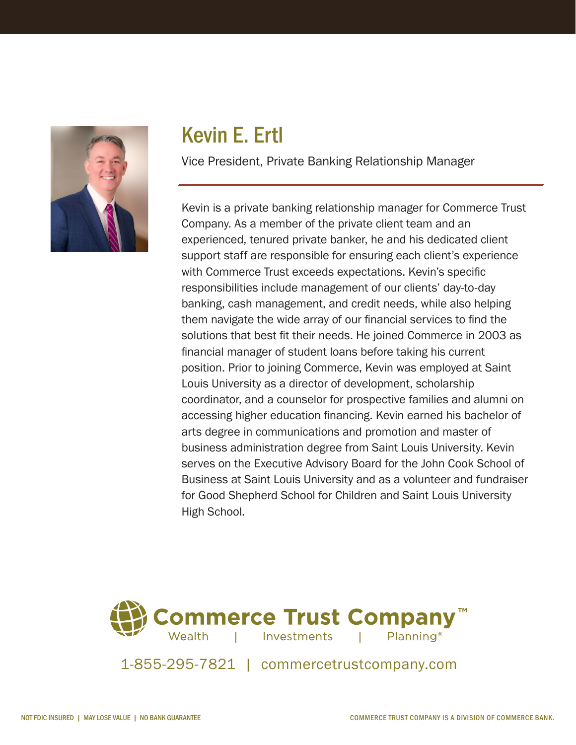# Kevin E. Ertl

Vice President, Private Banking Relationship Manager

Kevin is a private banking relationship manager for Commerce Trust Company. As a member of the private client team and an experienced, tenured private banker, he and his dedicated client support staff are responsible for ensuring each client's experience with Commerce Trust exceeds expectations. Kevin's specific responsibilities include management of our clients' day-to-day banking, cash management, and credit needs, while also helping them navigate the wide array of our financial services to find the solutions that best fit their needs. He joined Commerce in 2003 as financial manager of student loans before taking his current position. Prior to joining Commerce, Kevin was employed at Saint Louis University as a director of development, scholarship coordinator, and a counselor for prospective families and alumni on accessing higher education financing. Kevin earned his bachelor of arts degree in communications and promotion and master of business administration degree from Saint Louis University. Kevin serves on the Executive Advisory Board for the John Cook School of Business at Saint Louis University and as a volunteer and fundraiser for Good Shepherd School for Children and Saint Louis University High School.

Commerce Trust Company™

Wealth | Investments | Planning®

1-855-295-7821 | commercetrustcompany.com

NOT FDIC INSURED | MAY LOSE VALUE | NO BANK GUARANTEE

COMMERCE TRUST COMPANY IS A DIVISION OF COMMERCE BANK.